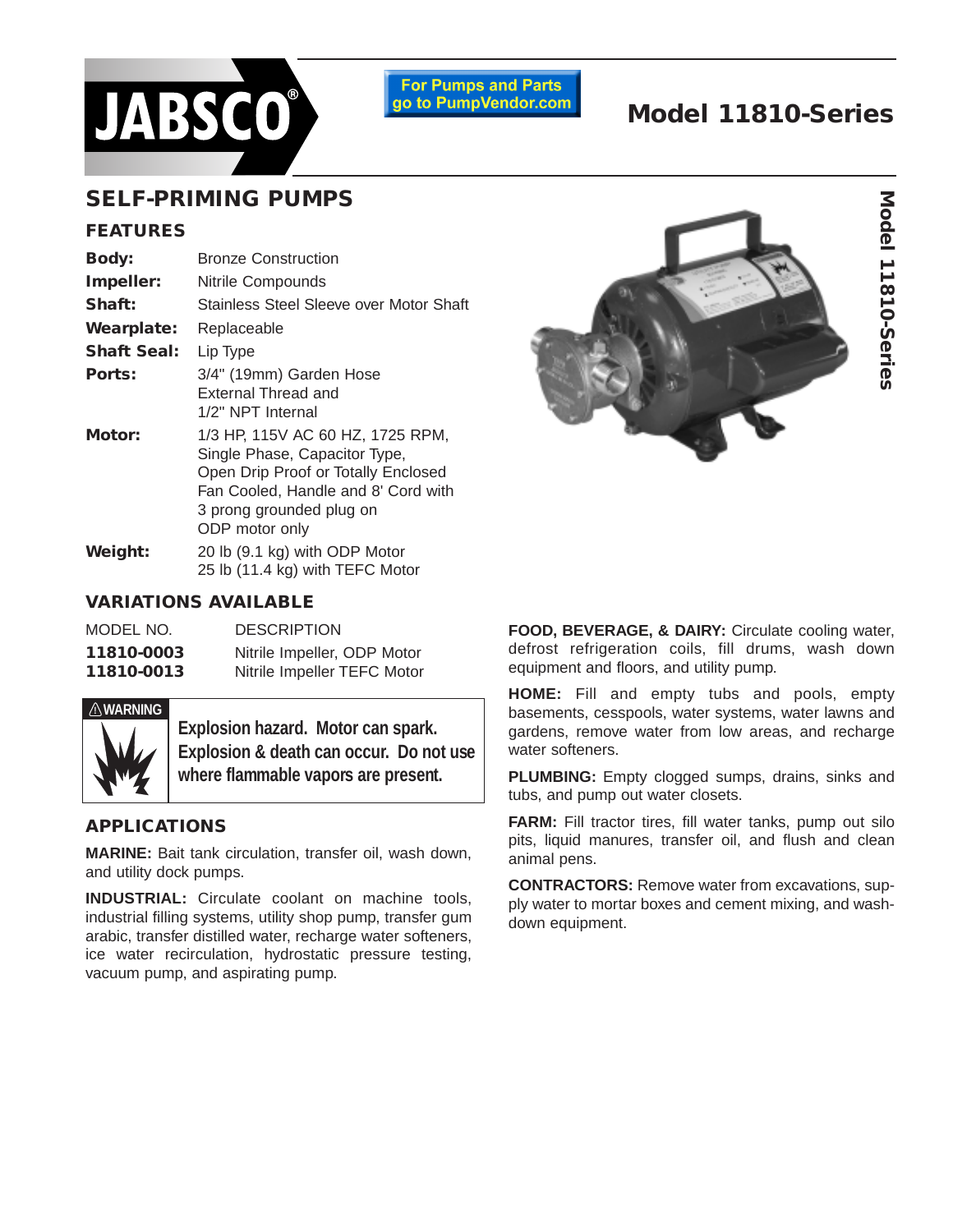JABSCO®

For Pumps and Parts go to PumpVendor.com

# Model 11810-Series

## SELF-PRIMING PUMPS

### FEATURES

| | |
|---|---|
| **Body:** | Bronze Construction |
| **Impeller:** | Nitrile Compounds |
| **Shaft:** | Stainless Steel Sleeve over Motor Shaft |
| **Wearplate:** | Replaceable |
| **Shaft Seal:** | Lip Type |
| **Ports:** | 3/4" (19mm) Garden Hose External Thread and 1/2" NPT Internal |
| **Motor:** | 1/3 HP, 115V AC 60 HZ, 1725 RPM, Single Phase, Capacitor Type, Open Drip Proof or Totally Enclosed Fan Cooled, Handle and 8' Cord with 3 prong grounded plug on ODP motor only |
| **Weight:** | 20 lb (9.1 kg) with ODP Motor<br>25 lb (11.4 kg) with TEFC Motor |

### VARIATIONS AVAILABLE

| MODEL NO. | DESCRIPTION |
|---|---|
| **11810-0003** | Nitrile Impeller, ODP Motor |
| **11810-0013** | Nitrile Impeller TEFC Motor |

**⚠WARNING**

**Explosion hazard. Motor can spark. Explosion & death can occur. Do not use where flammable vapors are present.**

### APPLICATIONS

**MARINE:** Bait tank circulation, transfer oil, wash down, and utility dock pumps.

**INDUSTRIAL:** Circulate coolant on machine tools, industrial filling systems, utility shop pump, transfer gum arabic, transfer distilled water, recharge water softeners, ice water recirculation, hydrostatic pressure testing, vacuum pump, and aspirating pump.

**FOOD, BEVERAGE, & DAIRY:** Circulate cooling water, defrost refrigeration coils, fill drums, wash down equipment and floors, and utility pump.

**HOME:** Fill and empty tubs and pools, empty basements, cesspools, water systems, water lawns and gardens, remove water from low areas, and recharge water softeners.

**PLUMBING:** Empty clogged sumps, drains, sinks and tubs, and pump out water closets.

**FARM:** Fill tractor tires, fill water tanks, pump out silo pits, liquid manures, transfer oil, and flush and clean animal pens.

**CONTRACTORS:** Remove water from excavations, supply water to mortar boxes and cement mixing, and wash-down equipment.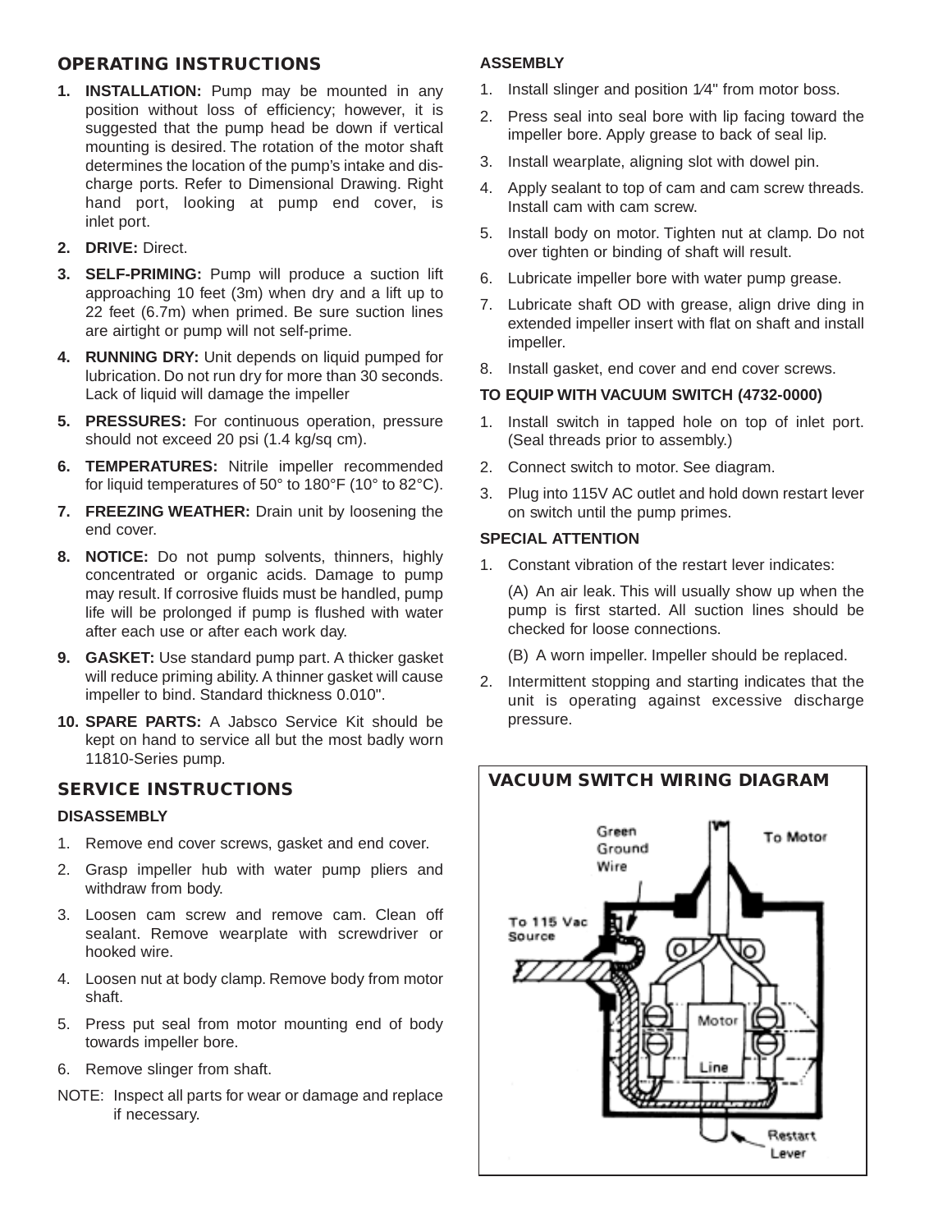## OPERATING INSTRUCTIONS

1. **INSTALLATION:** Pump may be mounted in any position without loss of efficiency; however, it is suggested that the pump head be down if vertical mounting is desired. The rotation of the motor shaft determines the location of the pump's intake and discharge ports. Refer to Dimensional Drawing. Right hand port, looking at pump end cover, is inlet port.
2. **DRIVE:** Direct.
3. **SELF-PRIMING:** Pump will produce a suction lift approaching 10 feet (3m) when dry and a lift up to 22 feet (6.7m) when primed. Be sure suction lines are airtight or pump will not self-prime.
4. **RUNNING DRY:** Unit depends on liquid pumped for lubrication. Do not run dry for more than 30 seconds. Lack of liquid will damage the impeller
5. **PRESSURES:** For continuous operation, pressure should not exceed 20 psi (1.4 kg/sq cm).
6. **TEMPERATURES:** Nitrile impeller recommended for liquid temperatures of 50° to 180°F (10° to 82°C).
7. **FREEZING WEATHER:** Drain unit by loosening the end cover.
8. **NOTICE:** Do not pump solvents, thinners, highly concentrated or organic acids. Damage to pump may result. If corrosive fluids must be handled, pump life will be prolonged if pump is flushed with water after each use or after each work day.
9. **GASKET:** Use standard pump part. A thicker gasket will reduce priming ability. A thinner gasket will cause impeller to bind. Standard thickness 0.010".
10. **SPARE PARTS:** A Jabsco Service Kit should be kept on hand to service all but the most badly worn 11810-Series pump.

## SERVICE INSTRUCTIONS

### DISASSEMBLY

1. Remove end cover screws, gasket and end cover.
2. Grasp impeller hub with water pump pliers and withdraw from body.
3. Loosen cam screw and remove cam. Clean off sealant. Remove wearplate with screwdriver or hooked wire.
4. Loosen nut at body clamp. Remove body from motor shaft.
5. Press put seal from motor mounting end of body towards impeller bore.
6. Remove slinger from shaft.

NOTE: Inspect all parts for wear or damage and replace if necessary.

### ASSEMBLY

1. Install slinger and position 1⁄4" from motor boss.
2. Press seal into seal bore with lip facing toward the impeller bore. Apply grease to back of seal lip.
3. Install wearplate, aligning slot with dowel pin.
4. Apply sealant to top of cam and cam screw threads. Install cam with cam screw.
5. Install body on motor. Tighten nut at clamp. Do not over tighten or binding of shaft will result.
6. Lubricate impeller bore with water pump grease.
7. Lubricate shaft OD with grease, align drive ding in extended impeller insert with flat on shaft and install impeller.
8. Install gasket, end cover and end cover screws.

### TO EQUIP WITH VACUUM SWITCH (4732-0000)

1. Install switch in tapped hole on top of inlet port. (Seal threads prior to assembly.)
2. Connect switch to motor. See diagram.
3. Plug into 115V AC outlet and hold down restart lever on switch until the pump primes.

### SPECIAL ATTENTION

1. Constant vibration of the restart lever indicates:

   (A) An air leak. This will usually show up when the pump is first started. All suction lines should be checked for loose connections.

   (B) A worn impeller. Impeller should be replaced.
2. Intermittent stopping and starting indicates that the unit is operating against excessive discharge pressure.

## VACUUM SWITCH WIRING DIAGRAM

Green Ground Wire

To Motor

To 115 Vac Source

Motor

Line

Restart Lever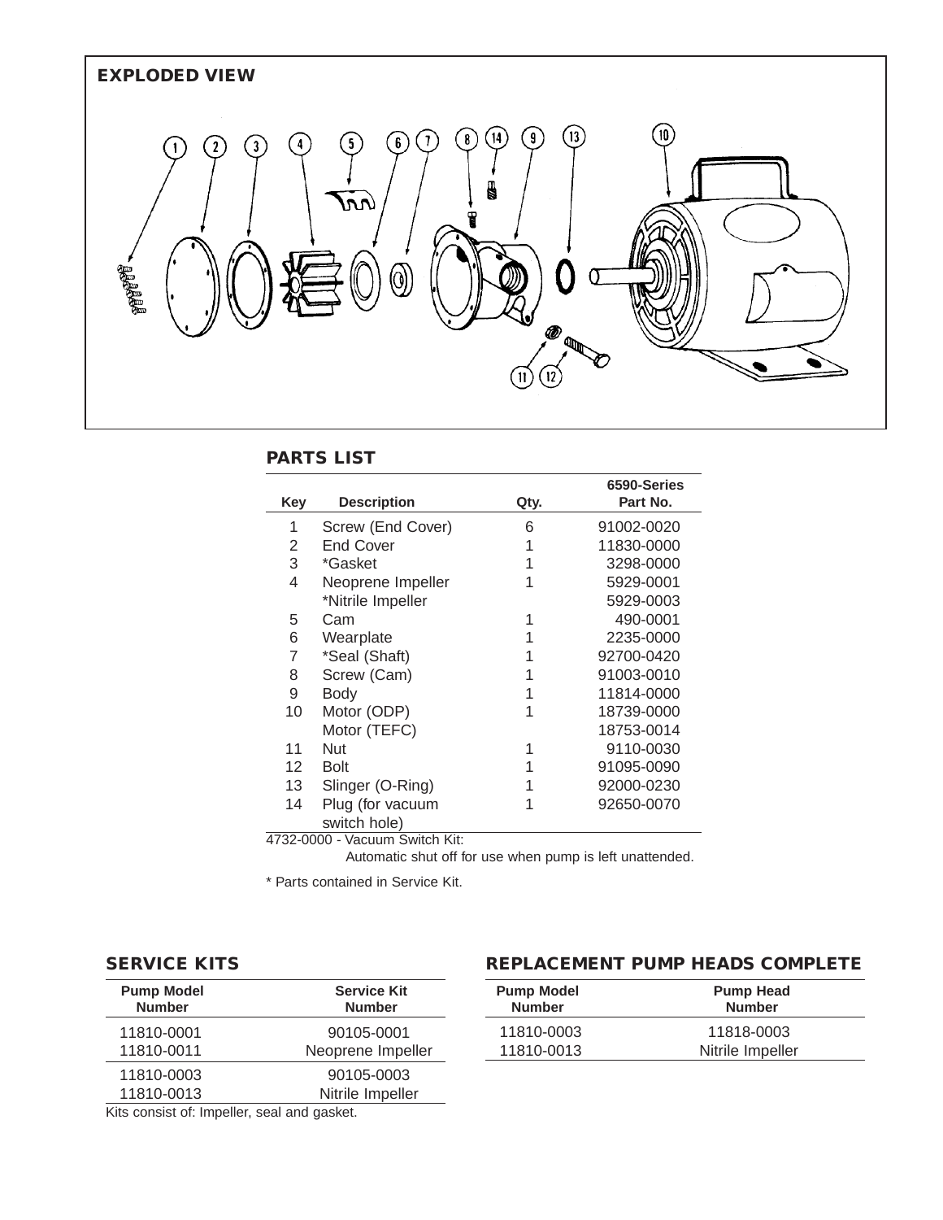## EXPLODED VIEW

## PARTS LIST

| Key | Description | Qty. | 6590-Series Part No. |
|---|---|---|---|
| 1 | Screw (End Cover) | 6 | 91002-0020 |
| 2 | End Cover | 1 | 11830-0000 |
| 3 | *Gasket | 1 | 3298-0000 |
| 4 | Neoprene Impeller | 1 | 5929-0001 |
| | *Nitrile Impeller | | 5929-0003 |
| 5 | Cam | 1 | 490-0001 |
| 6 | Wearplate | 1 | 2235-0000 |
| 7 | *Seal (Shaft) | 1 | 92700-0420 |
| 8 | Screw (Cam) | 1 | 91003-0010 |
| 9 | Body | 1 | 11814-0000 |
| 10 | Motor (ODP) | 1 | 18739-0000 |
| | Motor (TEFC) | | 18753-0014 |
| 11 | Nut | 1 | 9110-0030 |
| 12 | Bolt | 1 | 91095-0090 |
| 13 | Slinger (O-Ring) | 1 | 92000-0230 |
| 14 | Plug (for vacuum switch hole) | 1 | 92650-0070 |

4732-0000 - Vacuum Switch Kit:
Automatic shut off for use when pump is left unattended.

* Parts contained in Service Kit.

## SERVICE KITS

| Pump Model Number | Service Kit Number |
|---|---|
| 11810-0001<br>11810-0011 | 90105-0001<br>Neoprene Impeller |
| 11810-0003<br>11810-0013 | 90105-0003<br>Nitrile Impeller |

Kits consist of: Impeller, seal and gasket.

## REPLACEMENT PUMP HEADS COMPLETE

| Pump Model Number | Pump Head Number |
|---|---|
| 11810-0003<br>11810-0013 | 11818-0003<br>Nitrile Impeller |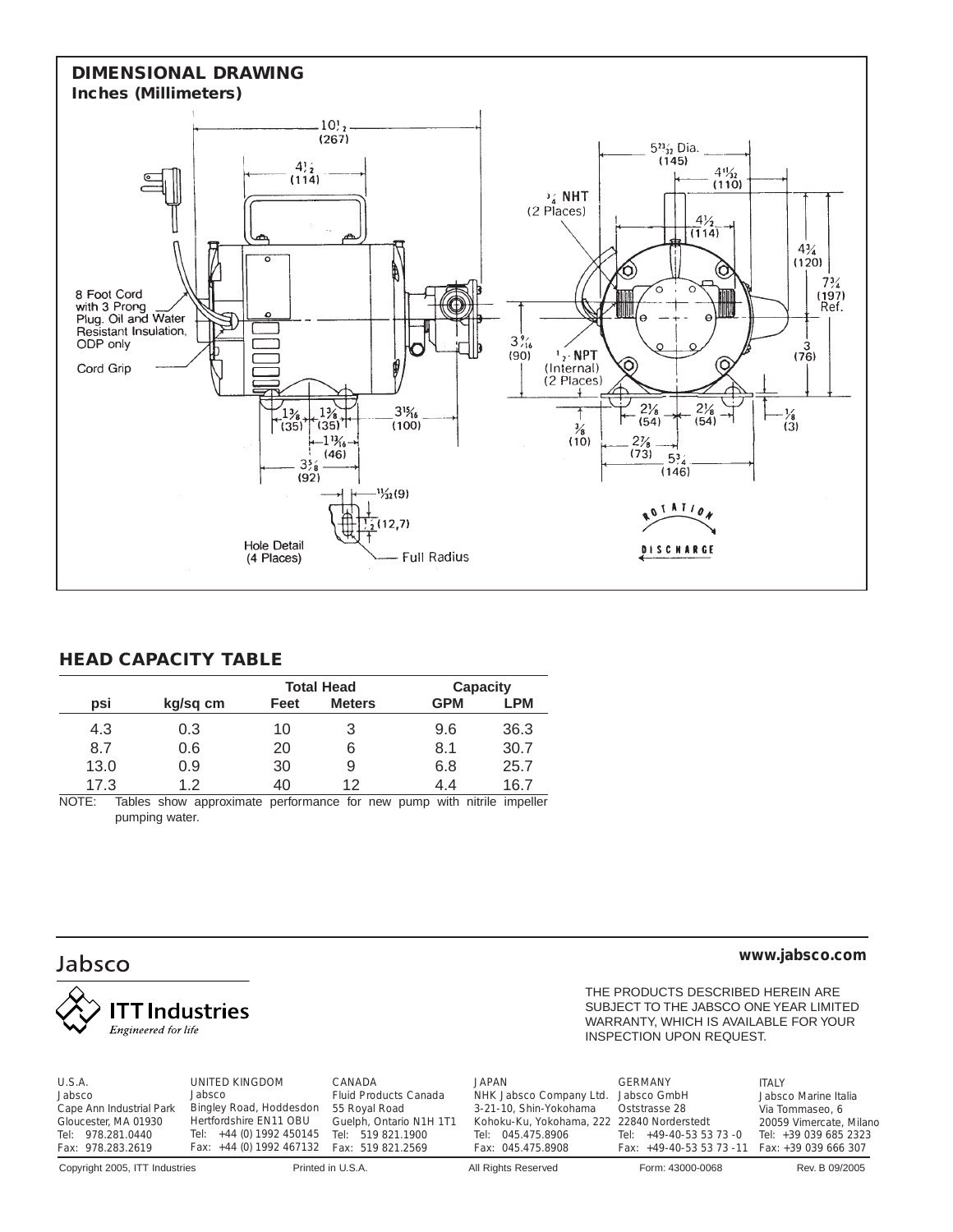## DIMENSIONAL DRAWING

**Inches (Millimeters)**

10½ (267)

4½ (114)

8 Foot Cord with 3 Prong Plug. Oil and Water Resistant Insulation, ODP only

Cord Grip

1⅜ (35) 1⅜ (35) 3¹⁵⁄₁₆ (100)

1¹³⁄₁₆ (46)

3⅝ (92)

¹¹⁄₃₂ (9)

½ (12,7)

Hole Detail (4 Places)

Full Radius

5²³⁄₃₂ Dia. (145)

4⁵⁄₃₂ (110)

¾ NHT (2 Places)

4½ (114)

4¾ (120)

7¾ (197) Ref.

3⁹⁄₁₆ (90)

½ NPT (Internal) (2 Places)

3 (76)

2⅛ (54) 2⅛ (54)

⅛ (3)

⅜ (10)

2⅞ (73)

5¾ (146)

ROTATION

DISCHARGE

## HEAD CAPACITY TABLE

| | | Total Head | | Capacity | |
|---|---|---|---|---|---|
| psi | kg/sq cm | Feet | Meters | GPM | LPM |
| 4.3 | 0.3 | 10 | 3 | 9.6 | 36.3 |
| 8.7 | 0.6 | 20 | 6 | 8.1 | 30.7 |
| 13.0 | 0.9 | 30 | 9 | 6.8 | 25.7 |
| 17.3 | 1.2 | 40 | 12 | 4.4 | 16.7 |

NOTE: Tables show approximate performance for new pump with nitrile impeller pumping water.

Jabsco

ITT Industries
*Engineered for life*

**www.jabsco.com**

THE PRODUCTS DESCRIBED HEREIN ARE SUBJECT TO THE JABSCO ONE YEAR LIMITED WARRANTY, WHICH IS AVAILABLE FOR YOUR INSPECTION UPON REQUEST.

U.S.A.
Jabsco
Cape Ann Industrial Park
Gloucester, MA 01930
Tel: 978.281.0440
Fax: 978.283.2619

UNITED KINGDOM
Jabsco
Bingley Road, Hoddesdon
Hertfordshire EN11 OBU
Tel: +44 (0) 1992 450145
Fax: +44 (0) 1992 467132

CANADA
Fluid Products Canada
55 Royal Road
Guelph, Ontario N1H 1T1
Tel: 519 821.1900
Fax: 519 821.2569

JAPAN
NHK Jabsco Company Ltd.
3-21-10, Shin-Yokohama
Kohoku-Ku, Yokohama, 222
Tel: 045.475.8906
Fax: 045.475.8908

GERMANY
Jabsco GmbH
Oststrasse 28
22840 Norderstedt
Tel: +49-40-53 53 73 -0
Fax: +49-40-53 53 73 -11

ITALY
Jabsco Marine Italia
Via Tommaseo, 6
20059 Vimercate, Milano
Tel: +39 039 685 2323
Fax: +39 039 666 307

Copyright 2005, ITT Industries | Printed in U.S.A. | All Rights Reserved | Form: 43000-0068 | Rev. B 09/2005